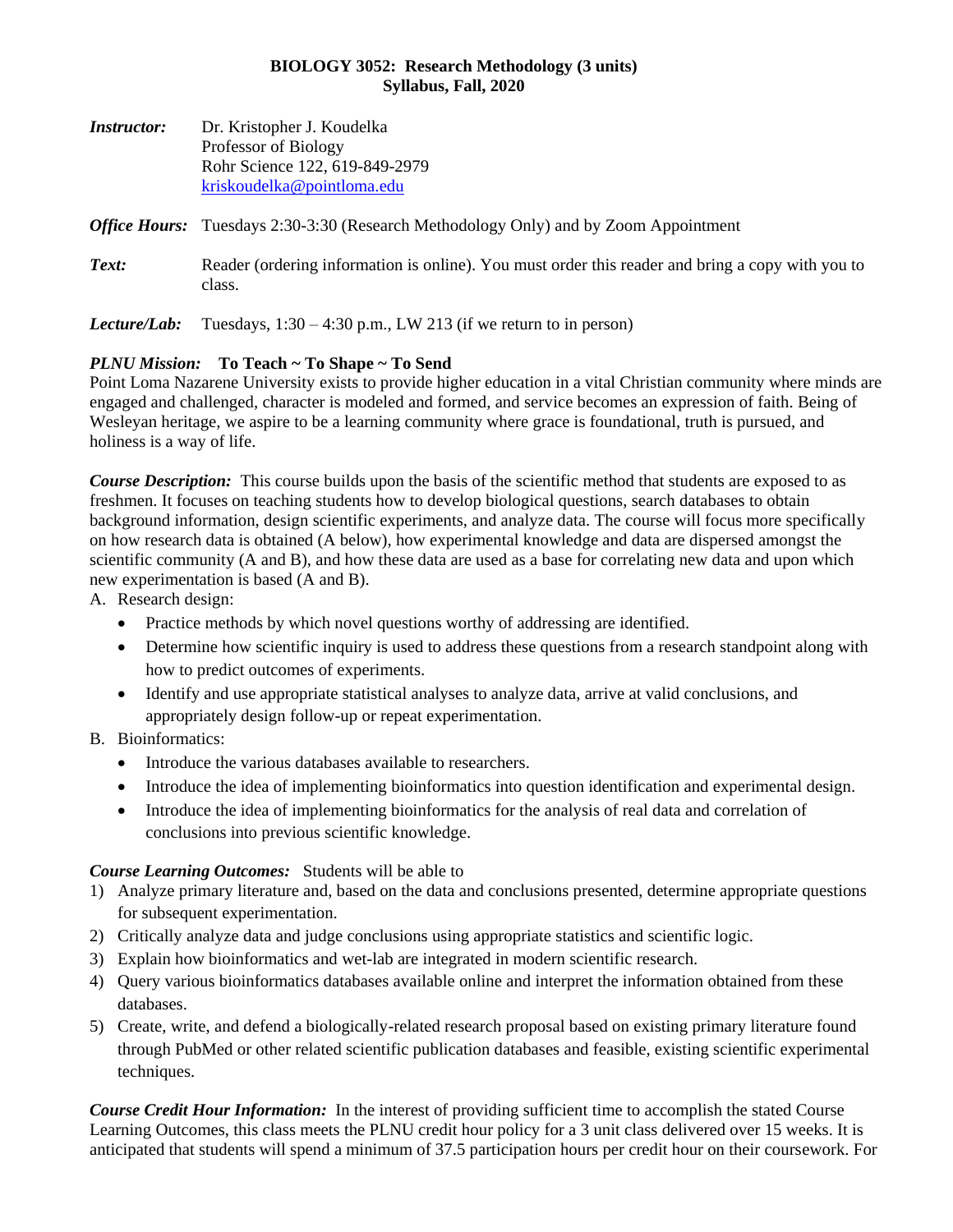# BIOLOGY 3052: Research Methodology (3 units)
## Syllabus, Fall, 2020

***Instructor:*** Dr. Kristopher J. Koudelka
Professor of Biology
Rohr Science 122, 619-849-2979
kriskoudelka@pointloma.edu

***Office Hours:*** Tuesdays 2:30-3:30 (Research Methodology Only) and by Zoom Appointment

***Text:*** Reader (ordering information is online). You must order this reader and bring a copy with you to class.

***Lecture/Lab:*** Tuesdays, 1:30 – 4:30 p.m., LW 213 (if we return to in person)

***PLNU Mission:*** **To Teach ~ To Shape ~ To Send**
Point Loma Nazarene University exists to provide higher education in a vital Christian community where minds are engaged and challenged, character is modeled and formed, and service becomes an expression of faith. Being of Wesleyan heritage, we aspire to be a learning community where grace is foundational, truth is pursued, and holiness is a way of life.

***Course Description:*** This course builds upon the basis of the scientific method that students are exposed to as freshmen. It focuses on teaching students how to develop biological questions, search databases to obtain background information, design scientific experiments, and analyze data. The course will focus more specifically on how research data is obtained (A below), how experimental knowledge and data are dispersed amongst the scientific community (A and B), and how these data are used as a base for correlating new data and upon which new experimentation is based (A and B).

A. Research design:
   - Practice methods by which novel questions worthy of addressing are identified.
   - Determine how scientific inquiry is used to address these questions from a research standpoint along with how to predict outcomes of experiments.
   - Identify and use appropriate statistical analyses to analyze data, arrive at valid conclusions, and appropriately design follow-up or repeat experimentation.

B. Bioinformatics:
   - Introduce the various databases available to researchers.
   - Introduce the idea of implementing bioinformatics into question identification and experimental design.
   - Introduce the idea of implementing bioinformatics for the analysis of real data and correlation of conclusions into previous scientific knowledge.

***Course Learning Outcomes:*** Students will be able to

1) Analyze primary literature and, based on the data and conclusions presented, determine appropriate questions for subsequent experimentation.
2) Critically analyze data and judge conclusions using appropriate statistics and scientific logic.
3) Explain how bioinformatics and wet-lab are integrated in modern scientific research.
4) Query various bioinformatics databases available online and interpret the information obtained from these databases.
5) Create, write, and defend a biologically-related research proposal based on existing primary literature found through PubMed or other related scientific publication databases and feasible, existing scientific experimental techniques.

***Course Credit Hour Information:*** In the interest of providing sufficient time to accomplish the stated Course Learning Outcomes, this class meets the PLNU credit hour policy for a 3 unit class delivered over 15 weeks. It is anticipated that students will spend a minimum of 37.5 participation hours per credit hour on their coursework. For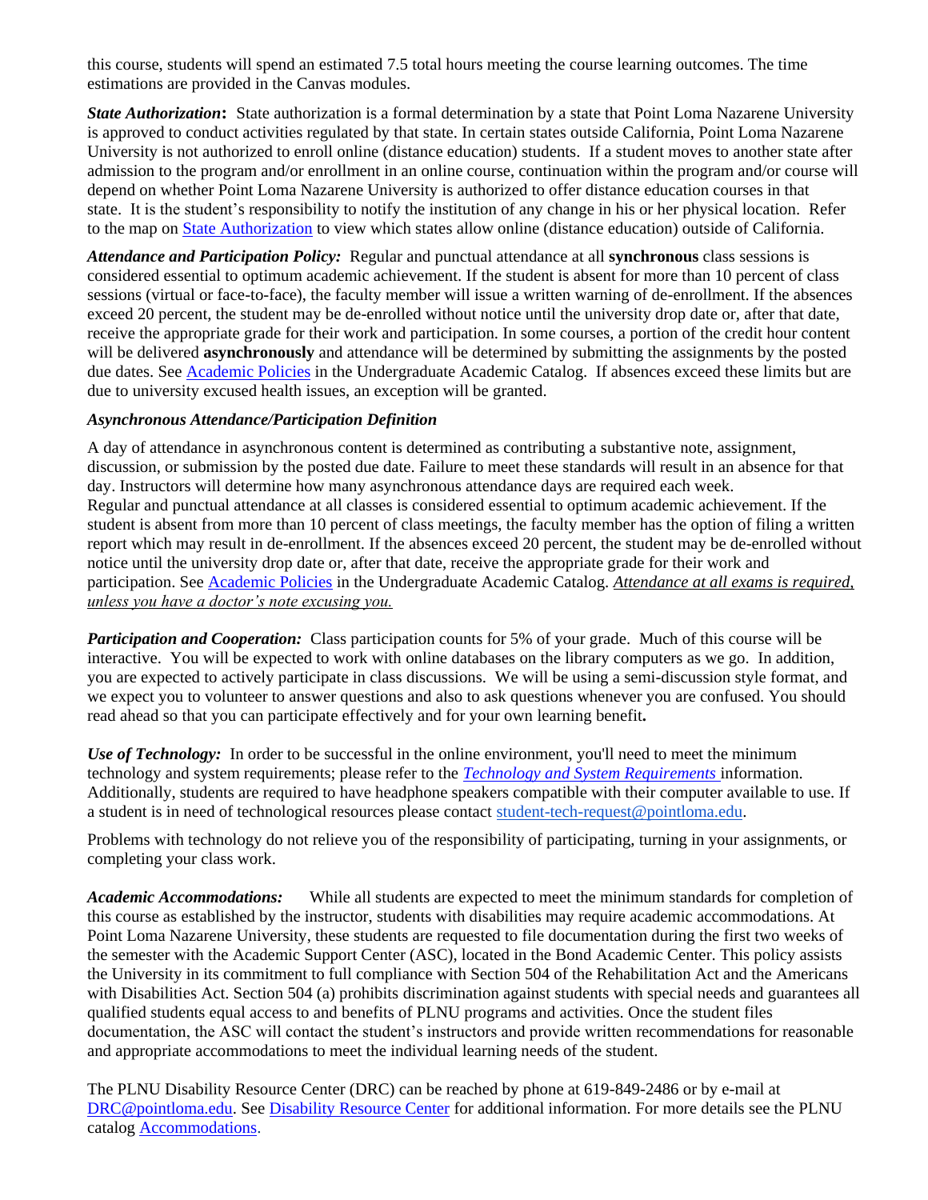this course, students will spend an estimated 7.5 total hours meeting the course learning outcomes. The time estimations are provided in the Canvas modules.

***State Authorization*****:** State authorization is a formal determination by a state that Point Loma Nazarene University is approved to conduct activities regulated by that state. In certain states outside California, Point Loma Nazarene University is not authorized to enroll online (distance education) students. If a student moves to another state after admission to the program and/or enrollment in an online course, continuation within the program and/or course will depend on whether Point Loma Nazarene University is authorized to offer distance education courses in that state. It is the student's responsibility to notify the institution of any change in his or her physical location. Refer to the map on [State Authorization] to view which states allow online (distance education) outside of California.

***Attendance and Participation Policy:*** Regular and punctual attendance at all **synchronous** class sessions is considered essential to optimum academic achievement. If the student is absent for more than 10 percent of class sessions (virtual or face-to-face), the faculty member will issue a written warning of de-enrollment. If the absences exceed 20 percent, the student may be de-enrolled without notice until the university drop date or, after that date, receive the appropriate grade for their work and participation. In some courses, a portion of the credit hour content will be delivered **asynchronously** and attendance will be determined by submitting the assignments by the posted due dates. See [Academic Policies] in the Undergraduate Academic Catalog. If absences exceed these limits but are due to university excused health issues, an exception will be granted.

***Asynchronous Attendance/Participation Definition***

A day of attendance in asynchronous content is determined as contributing a substantive note, assignment, discussion, or submission by the posted due date. Failure to meet these standards will result in an absence for that day. Instructors will determine how many asynchronous attendance days are required each week.
Regular and punctual attendance at all classes is considered essential to optimum academic achievement. If the student is absent from more than 10 percent of class meetings, the faculty member has the option of filing a written report which may result in de-enrollment. If the absences exceed 20 percent, the student may be de-enrolled without notice until the university drop date or, after that date, receive the appropriate grade for their work and participation. See [Academic Policies] in the Undergraduate Academic Catalog. *Attendance at all exams is required, unless you have a doctor's note excusing you.*

***Participation and Cooperation:*** Class participation counts for 5% of your grade. Much of this course will be interactive. You will be expected to work with online databases on the library computers as we go. In addition, you are expected to actively participate in class discussions. We will be using a semi-discussion style format, and we expect you to volunteer to answer questions and also to ask questions whenever you are confused. You should read ahead so that you can participate effectively and for your own learning benefit**.**

***Use of Technology:*** In order to be successful in the online environment, you'll need to meet the minimum technology and system requirements; please refer to the *[Technology and System Requirements]* information. Additionally, students are required to have headphone speakers compatible with their computer available to use. If a student is in need of technological resources please contact student-tech-request@pointloma.edu.

Problems with technology do not relieve you of the responsibility of participating, turning in your assignments, or completing your class work.

***Academic Accommodations:*** While all students are expected to meet the minimum standards for completion of this course as established by the instructor, students with disabilities may require academic accommodations. At Point Loma Nazarene University, these students are requested to file documentation during the first two weeks of the semester with the Academic Support Center (ASC), located in the Bond Academic Center. This policy assists the University in its commitment to full compliance with Section 504 of the Rehabilitation Act and the Americans with Disabilities Act. Section 504 (a) prohibits discrimination against students with special needs and guarantees all qualified students equal access to and benefits of PLNU programs and activities. Once the student files documentation, the ASC will contact the student's instructors and provide written recommendations for reasonable and appropriate accommodations to meet the individual learning needs of the student.

The PLNU Disability Resource Center (DRC) can be reached by phone at 619-849-2486 or by e-mail at DRC@pointloma.edu. See [Disability Resource Center] for additional information. For more details see the PLNU catalog [Accommodations].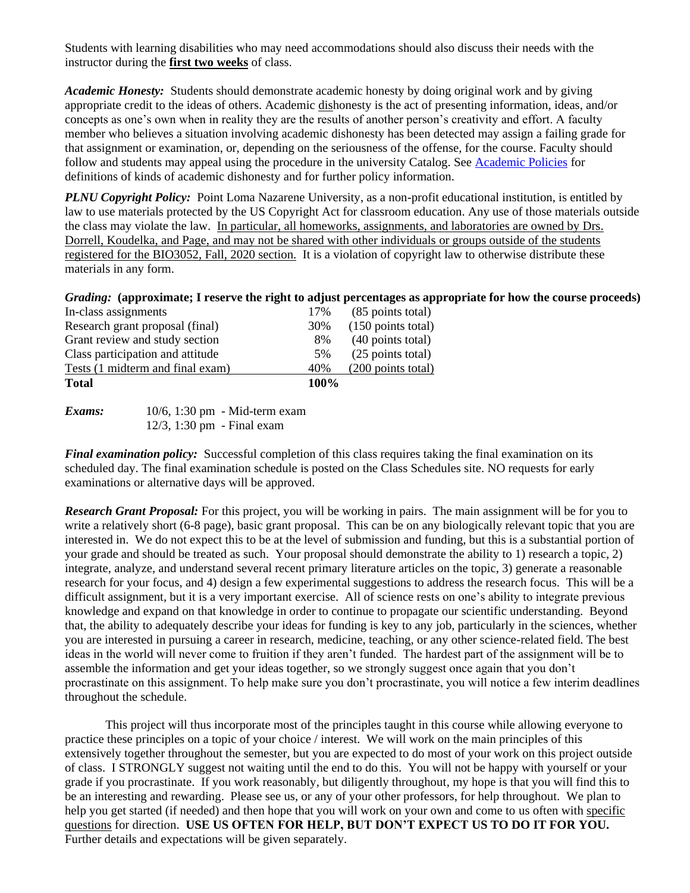Students with learning disabilities who may need accommodations should also discuss their needs with the instructor during the **first two weeks** of class.

***Academic Honesty:*** Students should demonstrate academic honesty by doing original work and by giving appropriate credit to the ideas of others. Academic dishonesty is the act of presenting information, ideas, and/or concepts as one's own when in reality they are the results of another person's creativity and effort. A faculty member who believes a situation involving academic dishonesty has been detected may assign a failing grade for that assignment or examination, or, depending on the seriousness of the offense, for the course. Faculty should follow and students may appeal using the procedure in the university Catalog. See Academic Policies for definitions of kinds of academic dishonesty and for further policy information.

***PLNU Copyright Policy:*** Point Loma Nazarene University, as a non-profit educational institution, is entitled by law to use materials protected by the US Copyright Act for classroom education. Any use of those materials outside the class may violate the law. In particular, all homeworks, assignments, and laboratories are owned by Drs. Dorrell, Koudelka, and Page, and may not be shared with other individuals or groups outside of the students registered for the BIO3052, Fall, 2020 section. It is a violation of copyright law to otherwise distribute these materials in any form.

***Grading:*** **(approximate; I reserve the right to adjust percentages as appropriate for how the course proceeds)**

| Category | Percentage | Points |
|---|---|---|
| In-class assignments | 17% | (85 points total) |
| Research grant proposal (final) | 30% | (150 points total) |
| Grant review and study section | 8% | (40 points total) |
| Class participation and attitude | 5% | (25 points total) |
| Tests (1 midterm and final exam) | 40% | (200 points total) |
| **Total** | **100%** | |

***Exams:*** 10/6, 1:30 pm - Mid-term exam
12/3, 1:30 pm - Final exam

***Final examination policy:*** Successful completion of this class requires taking the final examination on its scheduled day. The final examination schedule is posted on the Class Schedules site. NO requests for early examinations or alternative days will be approved.

***Research Grant Proposal:*** For this project, you will be working in pairs. The main assignment will be for you to write a relatively short (6-8 page), basic grant proposal. This can be on any biologically relevant topic that you are interested in. We do not expect this to be at the level of submission and funding, but this is a substantial portion of your grade and should be treated as such. Your proposal should demonstrate the ability to 1) research a topic, 2) integrate, analyze, and understand several recent primary literature articles on the topic, 3) generate a reasonable research for your focus, and 4) design a few experimental suggestions to address the research focus. This will be a difficult assignment, but it is a very important exercise. All of science rests on one's ability to integrate previous knowledge and expand on that knowledge in order to continue to propagate our scientific understanding. Beyond that, the ability to adequately describe your ideas for funding is key to any job, particularly in the sciences, whether you are interested in pursuing a career in research, medicine, teaching, or any other science-related field. The best ideas in the world will never come to fruition if they aren't funded. The hardest part of the assignment will be to assemble the information and get your ideas together, so we strongly suggest once again that you don't procrastinate on this assignment. To help make sure you don't procrastinate, you will notice a few interim deadlines throughout the schedule.

This project will thus incorporate most of the principles taught in this course while allowing everyone to practice these principles on a topic of your choice / interest. We will work on the main principles of this extensively together throughout the semester, but you are expected to do most of your work on this project outside of class. I STRONGLY suggest not waiting until the end to do this. You will not be happy with yourself or your grade if you procrastinate. If you work reasonably, but diligently throughout, my hope is that you will find this to be an interesting and rewarding. Please see us, or any of your other professors, for help throughout. We plan to help you get started (if needed) and then hope that you will work on your own and come to us often with specific questions for direction. **USE US OFTEN FOR HELP, BUT DON'T EXPECT US TO DO IT FOR YOU.** Further details and expectations will be given separately.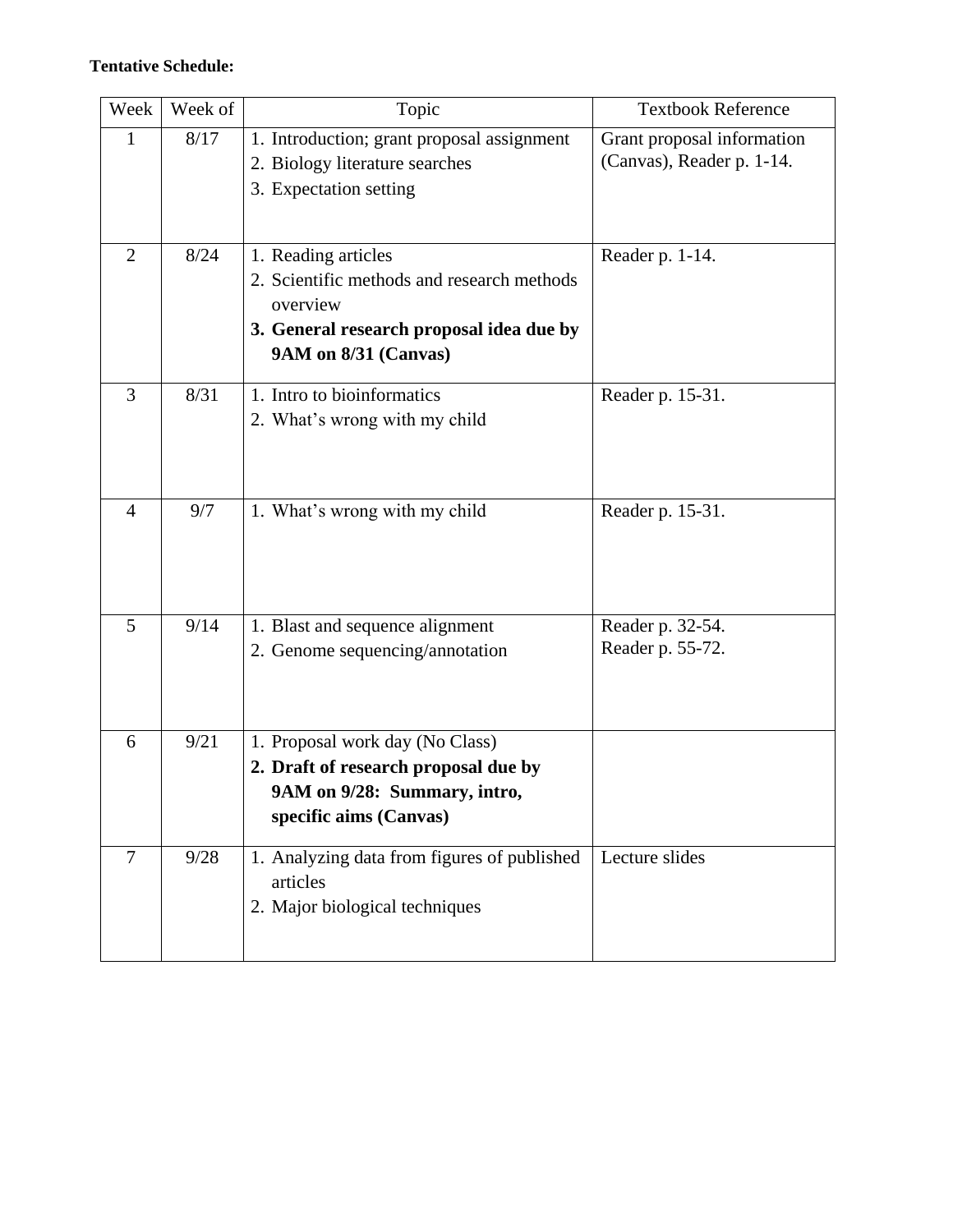**Tentative Schedule:**

| Week | Week of | Topic | Textbook Reference |
| --- | --- | --- | --- |
| 1 | 8/17 | 1. Introduction; grant proposal assignment<br>2. Biology literature searches<br>3. Expectation setting | Grant proposal information (Canvas), Reader p. 1-14. |
| 2 | 8/24 | 1. Reading articles<br>2. Scientific methods and research methods overview<br>**3. General research proposal idea due by 9AM on 8/31 (Canvas)** | Reader p. 1-14. |
| 3 | 8/31 | 1. Intro to bioinformatics<br>2. What's wrong with my child | Reader p. 15-31. |
| 4 | 9/7 | 1. What's wrong with my child | Reader p. 15-31. |
| 5 | 9/14 | 1. Blast and sequence alignment<br>2. Genome sequencing/annotation | Reader p. 32-54.<br>Reader p. 55-72. |
| 6 | 9/21 | 1. Proposal work day (No Class)<br>**2. Draft of research proposal due by 9AM on 9/28: Summary, intro, specific aims (Canvas)** | |
| 7 | 9/28 | 1. Analyzing data from figures of published articles<br>2. Major biological techniques | Lecture slides |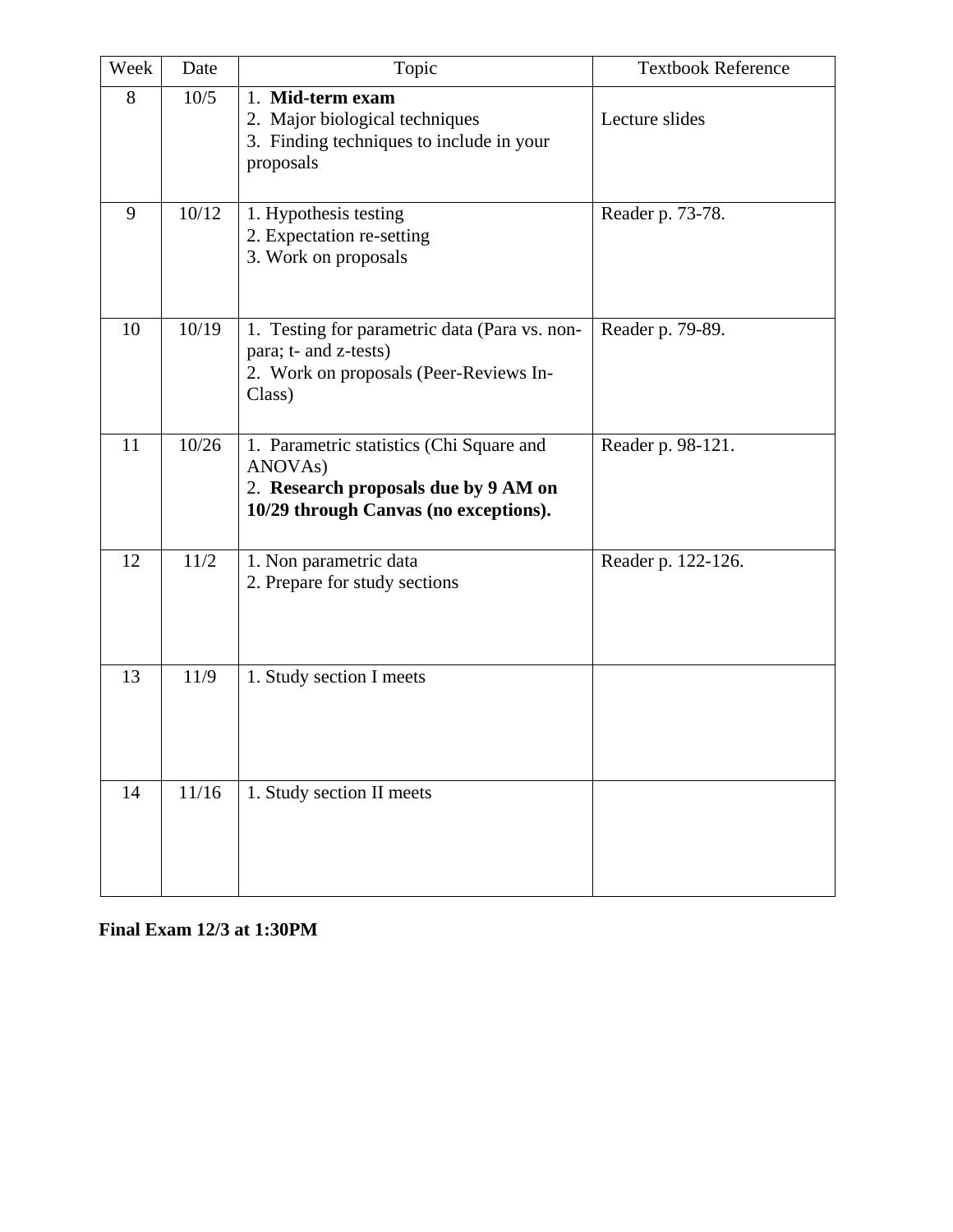| Week | Date | Topic | Textbook Reference |
|---|---|---|---|
| 8 | 10/5 | 1. **Mid-term exam**<br>2. Major biological techniques<br>3. Finding techniques to include in your proposals | Lecture slides |
| 9 | 10/12 | 1. Hypothesis testing<br>2. Expectation re-setting<br>3. Work on proposals | Reader p. 73-78. |
| 10 | 10/19 | 1. Testing for parametric data (Para vs. non-para; t- and z-tests)<br>2. Work on proposals (Peer-Reviews In-Class) | Reader p. 79-89. |
| 11 | 10/26 | 1. Parametric statistics (Chi Square and ANOVAs)<br>2. **Research proposals due by 9 AM on 10/29 through Canvas (no exceptions).** | Reader p. 98-121. |
| 12 | 11/2 | 1. Non parametric data<br>2. Prepare for study sections | Reader p. 122-126. |
| 13 | 11/9 | 1. Study section I meets | |
| 14 | 11/16 | 1. Study section II meets | |

**Final Exam 12/3 at 1:30PM**